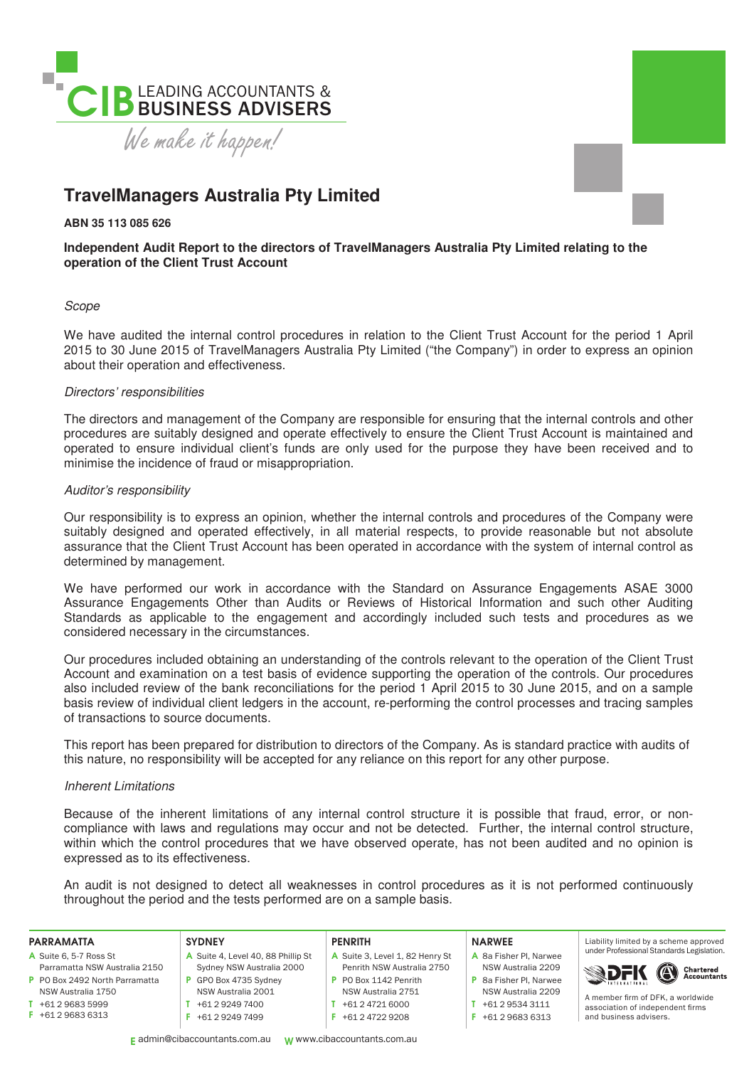CIB LEADING ACCOUNTANTS & BUSINESS ADVISERS

*We make it happen!*

# TravelManagers Australia Pty Limited

**ABN 35 113 085 626**

**Independent Audit Report to the directors of TravelManagers Australia Pty Limited relating to the operation of the Client Trust Account**

*Scope*

We have audited the internal control procedures in relation to the Client Trust Account for the period 1 April 2015 to 30 June 2015 of TravelManagers Australia Pty Limited ("the Company") in order to express an opinion about their operation and effectiveness.

*Directors' responsibilities*

The directors and management of the Company are responsible for ensuring that the internal controls and other procedures are suitably designed and operate effectively to ensure the Client Trust Account is maintained and operated to ensure individual client's funds are only used for the purpose they have been received and to minimise the incidence of fraud or misappropriation.

*Auditor's responsibility*

Our responsibility is to express an opinion, whether the internal controls and procedures of the Company were suitably designed and operated effectively, in all material respects, to provide reasonable but not absolute assurance that the Client Trust Account has been operated in accordance with the system of internal control as determined by management.

We have performed our work in accordance with the Standard on Assurance Engagements ASAE 3000 Assurance Engagements Other than Audits or Reviews of Historical Information and such other Auditing Standards as applicable to the engagement and accordingly included such tests and procedures as we considered necessary in the circumstances.

Our procedures included obtaining an understanding of the controls relevant to the operation of the Client Trust Account and examination on a test basis of evidence supporting the operation of the controls. Our procedures also included review of the bank reconciliations for the period 1 April 2015 to 30 June 2015, and on a sample basis review of individual client ledgers in the account, re-performing the control processes and tracing samples of transactions to source documents.

This report has been prepared for distribution to directors of the Company. As is standard practice with audits of this nature, no responsibility will be accepted for any reliance on this report for any other purpose.

*Inherent Limitations*

Because of the inherent limitations of any internal control structure it is possible that fraud, error, or non-compliance with laws and regulations may occur and not be detected. Further, the internal control structure, within which the control procedures that we have observed operate, has not been audited and no opinion is expressed as to its effectiveness.

An audit is not designed to detect all weaknesses in control procedures as it is not performed continuously throughout the period and the tests performed are on a sample basis.

**PARRAMATTA**
A Suite 6, 5-7 Ross St Parramatta NSW Australia 2150
P PO Box 2492 North Parramatta NSW Australia 1750
T +61 2 9683 5999
F +61 2 9683 6313

**SYDNEY**
A Suite 4, Level 40, 88 Phillip St Sydney NSW Australia 2000
P GPO Box 4735 Sydney NSW Australia 2001
T +61 2 9249 7400
F +61 2 9249 7499

**PENRITH**
A Suite 3, Level 1, 82 Henry St Penrith NSW Australia 2750
P PO Box 1142 Penrith NSW Australia 2751
T +61 2 4721 6000
F +61 2 4722 9208

**NARWEE**
A 8a Fisher Pl, Narwee NSW Australia 2209
P 8a Fisher Pl, Narwee NSW Australia 2209
T +61 2 9534 3111
F +61 2 9683 6313

Liability limited by a scheme approved under Professional Standards Legislation.

DFK International — Chartered Accountants

A member firm of DFK, a worldwide association of independent firms and business advisers.

E admin@cibaccountants.com.au W www.cibaccountants.com.au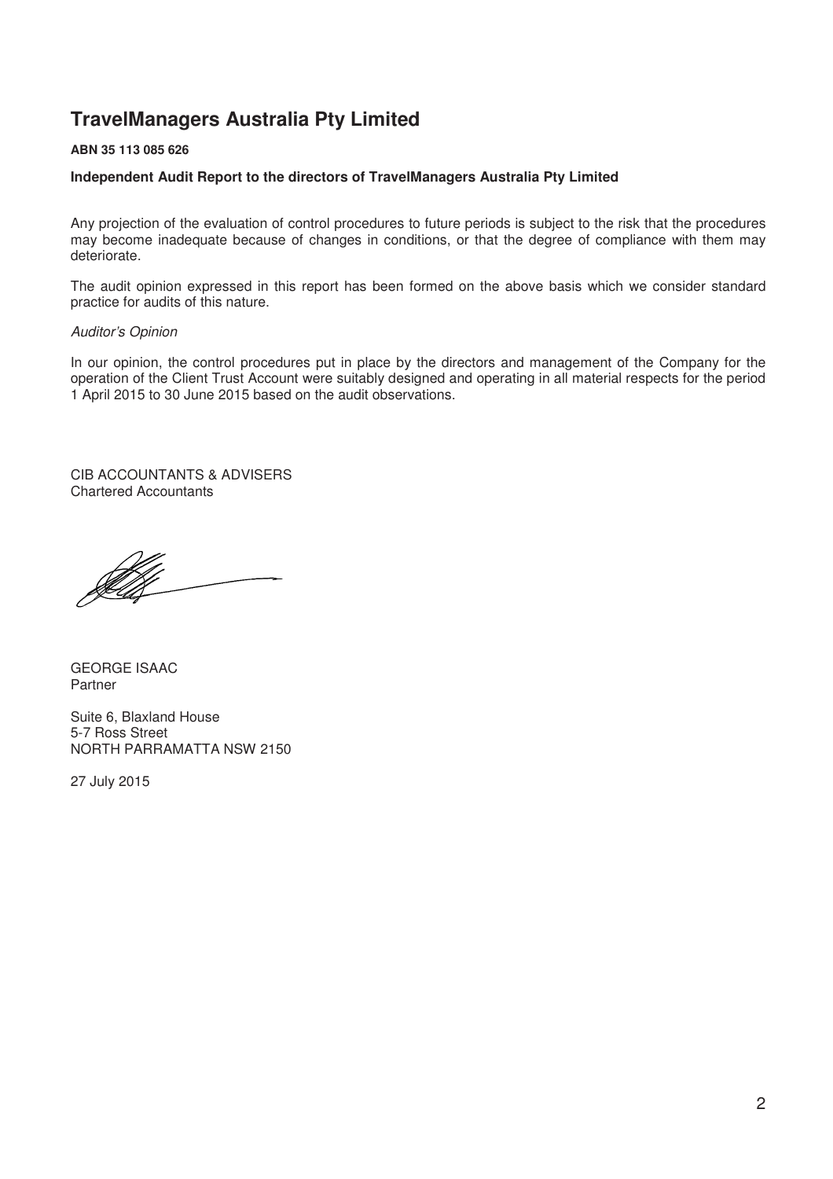# TravelManagers Australia Pty Limited

**ABN 35 113 085 626**

**Independent Audit Report to the directors of TravelManagers Australia Pty Limited**

Any projection of the evaluation of control procedures to future periods is subject to the risk that the procedures may become inadequate because of changes in conditions, or that the degree of compliance with them may deteriorate.

The audit opinion expressed in this report has been formed on the above basis which we consider standard practice for audits of this nature.

*Auditor's Opinion*

In our opinion, the control procedures put in place by the directors and management of the Company for the operation of the Client Trust Account were suitably designed and operating in all material respects for the period 1 April 2015 to 30 June 2015 based on the audit observations.

CIB ACCOUNTANTS & ADVISERS
Chartered Accountants

GEORGE ISAAC
Partner

Suite 6, Blaxland House
5-7 Ross Street
NORTH PARRAMATTA NSW 2150

27 July 2015